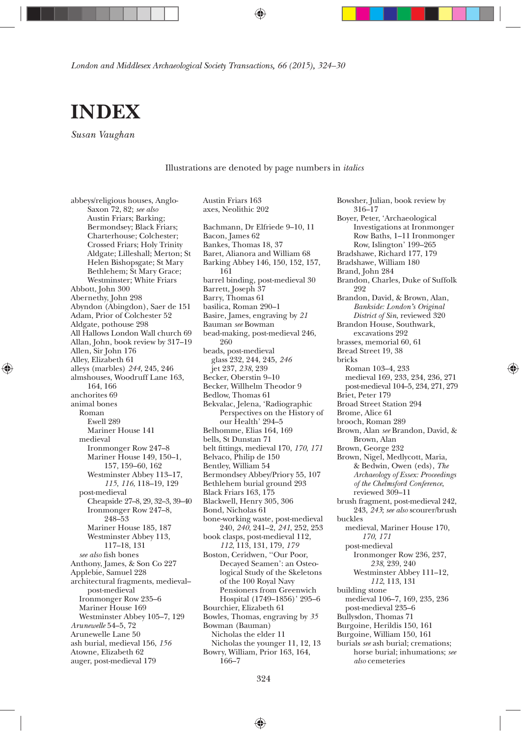# INDEX

*Susan Vaughan*

Illustrations are denoted by page numbers in *italics*

abbeys/religious houses, Anglo-Saxon 72, 82; *see also* Austin Friars; Barking; Bermondsey; Black Friars; Charterhouse; Colchester; Crossed Friars; Holy Trinity Aldgate; Lilleshall; Merton; St Helen Bishopsgate; St Mary Bethlehem; St Mary Grace; Westminster; White Friars
Abbott, John 300
Abernethy, John 298
Abyndon (Abingdon), Saer de 151
Adam, Prior of Colchester 52
Aldgate, pothouse 298
All Hallows London Wall church 69
Allan, John, book review by 317–19
Allen, Sir John 176
Alley, Elizabeth 61
alleys (marbles) *244*, 245, 246
almshouses, Woodruff Lane 163, 164, 166
anchorites 69
animal bones
  Roman
    Ewell 289
    Mariner House 141
  medieval
    Ironmonger Row 247–8
    Mariner House 149, 150–1, 157, 159–60, 162
    Westminster Abbey 113–17, *115*, *116*, 118–19, 129
  post-medieval
    Cheapside 27–8, 29, 32–3, 39–40
    Ironmonger Row 247–8, 248–53
    Mariner House 185, 187
    Westminster Abbey 113, 117–18, 131
  *see also* fish bones
Anthony, James, & Son Co 227
Applebie, Samuel 228
architectural fragments, medieval–post-medieval
  Ironmonger Row 235–6
  Mariner House 169
  Westminster Abbey 105–7, 129
*Arunewelle* 54–5, 72
Arunewelle Lane 50
ash burial, medieval 156, *156*
Atowne, Elizabeth 62
auger, post-medieval 179
Austin Friars 163
axes, Neolithic 202

Bachmann, Dr Elfriede 9–10, 11
Bacon, James 62
Bankes, Thomas 18, 37
Baret, Alianora and William 68
Barking Abbey 146, 150, 152, 157, 161
barrel binding, post-medieval 30
Barrett, Joseph 37
Barry, Thomas 61
basilica, Roman 290–1
Basire, James, engraving by *21*
Bauman *see* Bowman
bead-making, post-medieval 246, 260
beads, post-medieval
  glass 232, 244, 245, *246*
  jet 237, *238*, 239
Becker, Oberstin 9–10
Becker, Willhelm Theodor 9
Bedlow, Thomas 61
Bekvalac, Jelena, 'Radiographic Perspectives on the History of our Health' 294–5
Belhomme, Elias 164, 169
bells, St Dunstan 71
belt fittings, medieval 170, *170*, *171*
Belvaco, Philip de 150
Bentley, William 54
Bermondsey Abbey/Priory 55, 107
Bethlehem burial ground 293
Black Friars 163, 175
Blackwell, Henry 305, 306
Bond, Nicholas 61
bone-working waste, post-medieval 240, *240*, 241–2, *241*, 252, 253
book clasps, post-medieval 112, *112*, 113, 131, 179, *179*
Boston, Ceridwen, ''Our Poor, Decayed Seamen': an Osteological Study of the Skeletons of the 100 Royal Navy Pensioners from Greenwich Hospital (1749–1856)' 295–6
Bourchier, Elizabeth 61
Bowles, Thomas, engraving by *35*
Bowman (Bauman)
  Nicholas the elder 11
  Nicholas the younger 11, 12, 13
Bowry, William, Prior 163, 164, 166–7
Bowsher, Julian, book review by 316–17
Boyer, Peter, 'Archaeological Investigations at Ironmonger Row Baths, 1–11 Ironmonger Row, Islington' 199–265
Bradshawe, Richard 177, 179
Bradshawe, William 180
Brand, John 284
Brandon, Charles, Duke of Suffolk 292
Brandon, David, & Brown, Alan, *Bankside: London's Original District of Sin*, reviewed 320
Brandon House, Southwark, excavations 292
brasses, memorial 60, 61
Bread Street 19, 38
bricks
  Roman 103–4, 233
  medieval 169, 233, 234, 236, 271
  post-medieval 104–5, 234, 271, 279
Briet, Peter 179
Broad Street Station 294
Brome, Alice 61
brooch, Roman 289
Brown, Alan *see* Brandon, David, & Brown, Alan
Brown, George 232
Brown, Nigel, Medlycott, Maria, & Bedwin, Owen (eds), *The Archaeology of Essex: Proceedings of the Chelmsford Conference*, reviewed 309–11
brush fragment, post-medieval 242, 243, *243*; *see also* scourer/brush
buckles
  medieval, Mariner House 170, *170*, *171*
  post-medieval
    Ironmonger Row 236, 237, *238*, 239, 240
    Westminster Abbey 111–12, *112*, 113, 131
building stone
  medieval 106–7, 169, 235, 236
  post-medieval 235–6
Bullysdon, Thomas 71
Burgoine, Herildis 150, 161
Burgoine, William 150, 161
burials *see* ash burial; cremations; horse burial; inhumations; *see also* cemeteries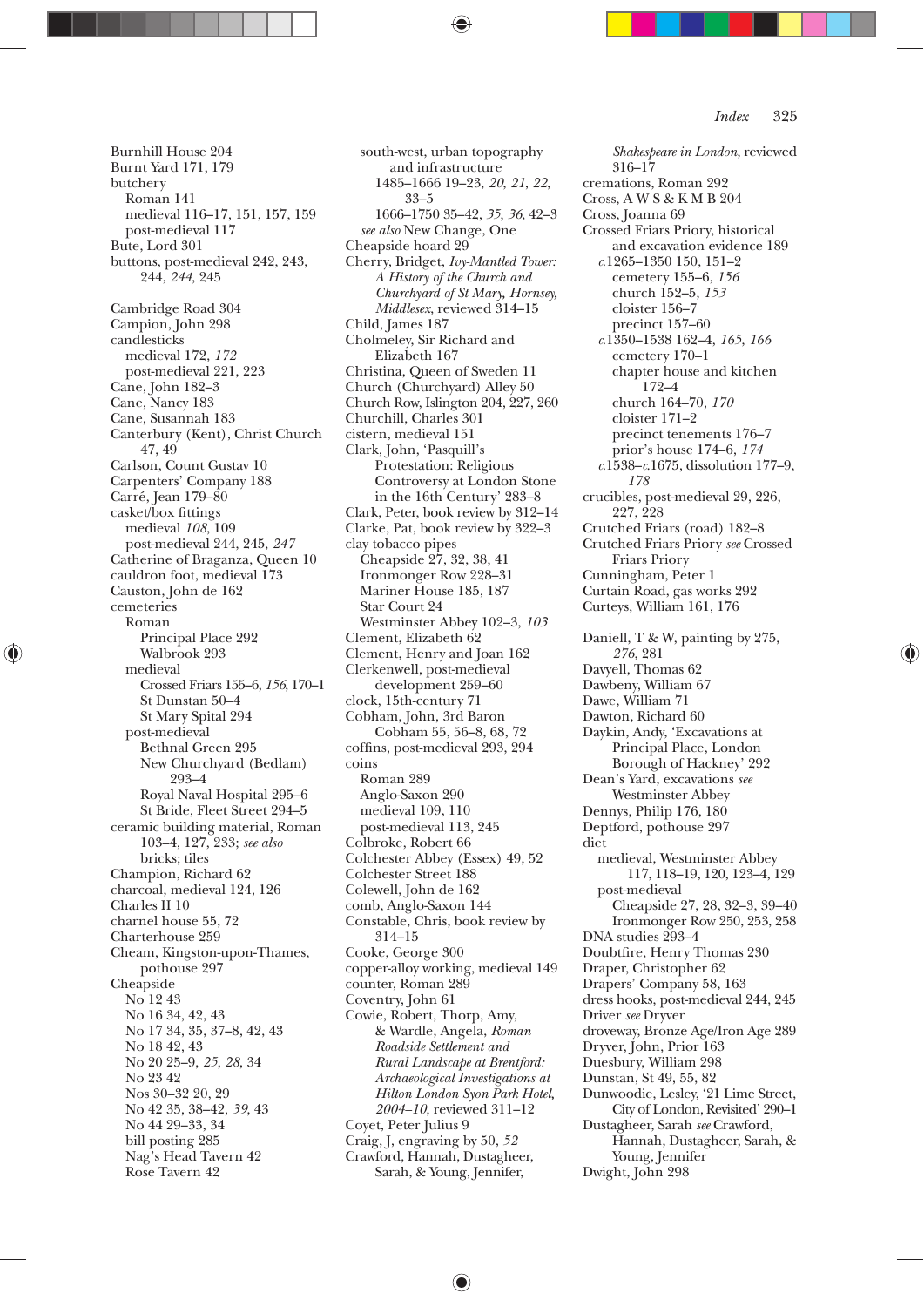Burnhill House 204
Burnt Yard 171, 179
butchery
  Roman 141
  medieval 116–17, 151, 157, 159
  post-medieval 117
Bute, Lord 301
buttons, post-medieval 242, 243, 244, *244*, 245

Cambridge Road 304
Campion, John 298
candlesticks
  medieval 172, *172*
  post-medieval 221, 223
Cane, John 182–3
Cane, Nancy 183
Cane, Susannah 183
Canterbury (Kent), Christ Church 47, 49
Carlson, Count Gustav 10
Carpenters' Company 188
Carré, Jean 179–80
casket/box fittings
  medieval *108*, 109
  post-medieval 244, 245, *247*
Catherine of Braganza, Queen 10
cauldron foot, medieval 173
Causton, John de 162
cemeteries
  Roman
    Principal Place 292
    Walbrook 293
  medieval
    Crossed Friars 155–6, *156*, 170–1
    St Dunstan 50–4
    St Mary Spital 294
  post-medieval
    Bethnal Green 295
    New Churchyard (Bedlam) 293–4
    Royal Naval Hospital 295–6
    St Bride, Fleet Street 294–5
ceramic building material, Roman 103–4, 127, 233; *see also* bricks; tiles
Champion, Richard 62
charcoal, medieval 124, 126
Charles II 10
charnel house 55, 72
Charterhouse 259
Cheam, Kingston-upon-Thames, pothouse 297
Cheapside
  No 12 43
  No 16 34, 42, 43
  No 17 34, 35, 37–8, 42, 43
  No 18 42, 43
  No 20 25–9, *25*, *28*, 34
  No 23 42
  Nos 30–32 20, 29
  No 42 35, 38–42, *39*, 43
  No 44 29–33, 34
  bill posting 285
  Nag's Head Tavern 42
  Rose Tavern 42
south-west, urban topography and infrastructure
  1485–1666 19–23, *20*, *21*, *22*, 33–5
  1666–1750 35–42, *35*, *36*, 42–3
  *see also* New Change, One
Cheapside hoard 29
Cherry, Bridget, *Ivy-Mantled Tower: A History of the Church and Churchyard of St Mary, Hornsey, Middlesex*, reviewed 314–15
Child, James 187
Cholmeley, Sir Richard and Elizabeth 167
Christina, Queen of Sweden 11
Church (Churchyard) Alley 50
Church Row, Islington 204, 227, 260
Churchill, Charles 301
cistern, medieval 151
Clark, John, 'Pasquill's Protestation: Religious Controversy at London Stone in the 16th Century' 283–8
Clark, Peter, book review by 312–14
Clarke, Pat, book review by 322–3
clay tobacco pipes
  Cheapside 27, 32, 38, 41
  Ironmonger Row 228–31
  Mariner House 185, 187
  Star Court 24
  Westminster Abbey 102–3, *103*
Clement, Elizabeth 62
Clement, Henry and Joan 162
Clerkenwell, post-medieval development 259–60
clock, 15th-century 71
Cobham, John, 3rd Baron Cobham 55, 56–8, 68, 72
coffins, post-medieval 293, 294
coins
  Roman 289
  Anglo-Saxon 290
  medieval 109, 110
  post-medieval 113, 245
Colbroke, Robert 66
Colchester Abbey (Essex) 49, 52
Colchester Street 188
Colewell, John de 162
comb, Anglo-Saxon 144
Constable, Chris, book review by 314–15
Cooke, George 300
copper-alloy working, medieval 149
counter, Roman 289
Coventry, John 61
Cowie, Robert, Thorp, Amy, & Wardle, Angela, *Roman Roadside Settlement and Rural Landscape at Brentford: Archaeological Investigations at Hilton London Syon Park Hotel, 2004–10*, reviewed 311–12
Coyet, Peter Julius 9
Craig, J, engraving by 50, *52*
Crawford, Hannah, Dustagheer, Sarah, & Young, Jennifer, *Shakespeare in London*, reviewed 316–17
cremations, Roman 292
Cross, A W S & K M B 204
Cross, Joanna 69
Crossed Friars Priory, historical and excavation evidence 189
  *c*.1265–1350 150, 151–2
    cemetery 155–6, *156*
    church 152–5, *153*
    cloister 156–7
    precinct 157–60
  *c*.1350–1538 162–4, *165*, *166*
    cemetery 170–1
    chapter house and kitchen 172–4
    church 164–70, *170*
    cloister 171–2
    precinct tenements 176–7
    prior's house 174–6, *174*
  *c*.1538–*c*.1675, dissolution 177–9, *178*
crucibles, post-medieval 29, 226, 227, 228
Crutched Friars (road) 182–8
Crutched Friars Priory *see* Crossed Friars Priory
Cunningham, Peter 1
Curtain Road, gas works 292
Curteys, William 161, 176

Daniell, T & W, painting by 275, *276*, 281
Davyell, Thomas 62
Dawbeny, William 67
Dawe, William 71
Dawton, Richard 60
Daykin, Andy, 'Excavations at Principal Place, London Borough of Hackney' 292
Dean's Yard, excavations *see* Westminster Abbey
Dennys, Philip 176, 180
Deptford, pothouse 297
diet
  medieval, Westminster Abbey 117, 118–19, 120, 123–4, 129
  post-medieval
    Cheapside 27, 28, 32–3, 39–40
    Ironmonger Row 250, 253, 258
DNA studies 293–4
Doubtfire, Henry Thomas 230
Draper, Christopher 62
Drapers' Company 58, 163
dress hooks, post-medieval 244, 245
Driver *see* Dryver
droveway, Bronze Age/Iron Age 289
Dryver, John, Prior 163
Duesbury, William 298
Dunstan, St 49, 55, 82
Dunwoodie, Lesley, '21 Lime Street, City of London, Revisited' 290–1
Dustagheer, Sarah *see* Crawford, Hannah, Dustagheer, Sarah, & Young, Jennifer
Dwight, John 298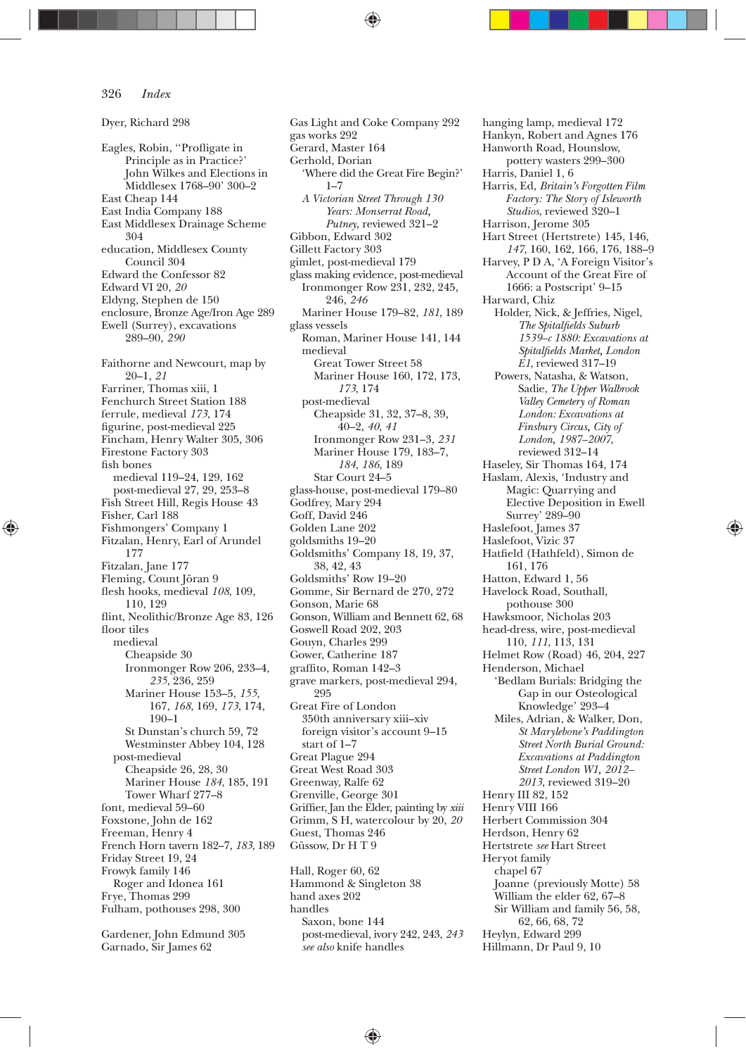Dyer, Richard 298

Eagles, Robin, "Profligate in Principle as in Practice?' John Wilkes and Elections in Middlesex 1768–90' 300–2
East Cheap 144
East India Company 188
East Middlesex Drainage Scheme 304
education, Middlesex County Council 304
Edward the Confessor 82
Edward VI 20, *20*
Eldyng, Stephen de 150
enclosure, Bronze Age/Iron Age 289
Ewell (Surrey), excavations 289–90, *290*

Faithorne and Newcourt, map by 20–1, *21*
Farriner, Thomas xiii, 1
Fenchurch Street Station 188
ferrule, medieval *173*, 174
figurine, post-medieval 225
Fincham, Henry Walter 305, 306
Firestone Factory 303
fish bones
- medieval 119–24, 129, 162
- post-medieval 27, 29, 253–8

Fish Street Hill, Regis House 43
Fisher, Carl 188
Fishmongers' Company 1
Fitzalan, Henry, Earl of Arundel 177
Fitzalan, Jane 177
Fleming, Count Jöran 9
flesh hooks, medieval *108*, 109, 110, 129
flint, Neolithic/Bronze Age 83, 126
floor tiles
- medieval
  - Cheapside 30
  - Ironmonger Row 206, 233–4, *235*, 236, 259
  - Mariner House 153–5, *155*, 167, *168*, 169, *173*, 174, 190–1
  - St Dunstan's church 59, 72
  - Westminster Abbey 104, 128
- post-medieval
  - Cheapside 26, 28, 30
  - Mariner House *184*, 185, 191
  - Tower Wharf 277–8

font, medieval 59–60
Foxstone, John de 162
Freeman, Henry 4
French Horn tavern 182–7, *183*, 189
Friday Street 19, 24
Frowyk family 146
- Roger and Idonea 161

Frye, Thomas 299
Fulham, pothouses 298, 300

Gardener, John Edmund 305
Garnado, Sir James 62
Gas Light and Coke Company 292
gas works 292
Gerard, Master 164
Gerhold, Dorian
- 'Where did the Great Fire Begin?' 1–7
- *A Victorian Street Through 130 Years: Monserrat Road, Putney*, reviewed 321–2

Gibbon, Edward 302
Gillett Factory 303
gimlet, post-medieval 179
glass making evidence, post-medieval
- Ironmonger Row 231, 232, 245, 246, *246*
- Mariner House 179–82, *181*, 189

glass vessels
- Roman, Mariner House 141, 144
- medieval
  - Great Tower Street 58
  - Mariner House 160, 172, 173, *173*, 174
- post-medieval
  - Cheapside 31, 32, 37–8, 39, 40–2, *40*, *41*
  - Ironmonger Row 231–3, *231*
  - Mariner House 179, 183–7, *184*, *186*, 189
  - Star Court 24–5

glass-house, post-medieval 179–80
Godfrey, Mary 294
Goff, David 246
Golden Lane 202
goldsmiths 19–20
Goldsmiths' Company 18, 19, 37, 38, 42, 43
Goldsmiths' Row 19–20
Gomme, Sir Bernard de 270, 272
Gonson, Marie 68
Gonson, William and Bennett 62, 68
Goswell Road 202, 203
Gouyn, Charles 299
Gower, Catherine 187
graffito, Roman 142–3
grave markers, post-medieval 294, 295
Great Fire of London
- 350th anniversary xiii–xiv
- foreign visitor's account 9–15
- start of 1–7

Great Plague 294
Great West Road 303
Greenway, Ralfe 62
Grenville, George 301
Griffier, Jan the Elder, painting by *xiii*
Grimm, S H, watercolour by 20, *20*
Guest, Thomas 246
Güssow, Dr H T 9

Hall, Roger 60, 62
Hammond & Singleton 38
hand axes 202
handles
- Saxon, bone 144
- post-medieval, ivory 242, 243, *243*
- *see also* knife handles

hanging lamp, medieval 172
Hankyn, Robert and Agnes 176
Hanworth Road, Hounslow, pottery wasters 299–300
Harris, Daniel 1, 6
Harris, Ed, *Britain's Forgotten Film Factory: The Story of Isleworth Studios*, reviewed 320–1
Harrison, Jerome 305
Hart Street (Herststrete) 145, 146, *147*, 160, 162, 166, 176, 188–9
Harvey, P D A, 'A Foreign Visitor's Account of the Great Fire of 1666: a Postscript' 9–15
Harward, Chiz
- Holder, Nick, & Jeffries, Nigel, *The Spitalfields Suburb 1539–c 1880: Excavations at Spitalfields Market, London E1*, reviewed 317–19
- Powers, Natasha, & Watson, Sadie, *The Upper Walbrook Valley Cemetery of Roman London: Excavations at Finsbury Circus, City of London, 1987–2007*, reviewed 312–14

Haseley, Sir Thomas 164, 174
Haslam, Alexis, 'Industry and Magic: Quarrying and Elective Deposition in Ewell Surrey' 289–90
Haslefoot, James 37
Haslefoot, Vizic 37
Hatfield (Hathfeld), Simon de 161, 176
Hatton, Edward 1, 56
Havelock Road, Southall, pothouse 300
Hawksmoor, Nicholas 203
head-dress, wire, post-medieval 110, *111*, 113, 131
Helmet Row (Road) 46, 204, 227
Henderson, Michael
- 'Bedlam Burials: Bridging the Gap in our Osteological Knowledge' 293–4
- Miles, Adrian, & Walker, Don, *St Marylebone's Paddington Street North Burial Ground: Excavations at Paddington Street London W1, 2012–2013*, reviewed 319–20

Henry III 82, 152
Henry VIII 166
Herbert Commission 304
Herdson, Henry 62
Hertstrete *see* Hart Street
Heryot family
- chapel 67
- Joanne (previously Motte) 58
- William the elder 62, 67–8
- Sir William and family 56, 58, 62, 66, 68, 72

Heylyn, Edward 299
Hillmann, Dr Paul 9, 10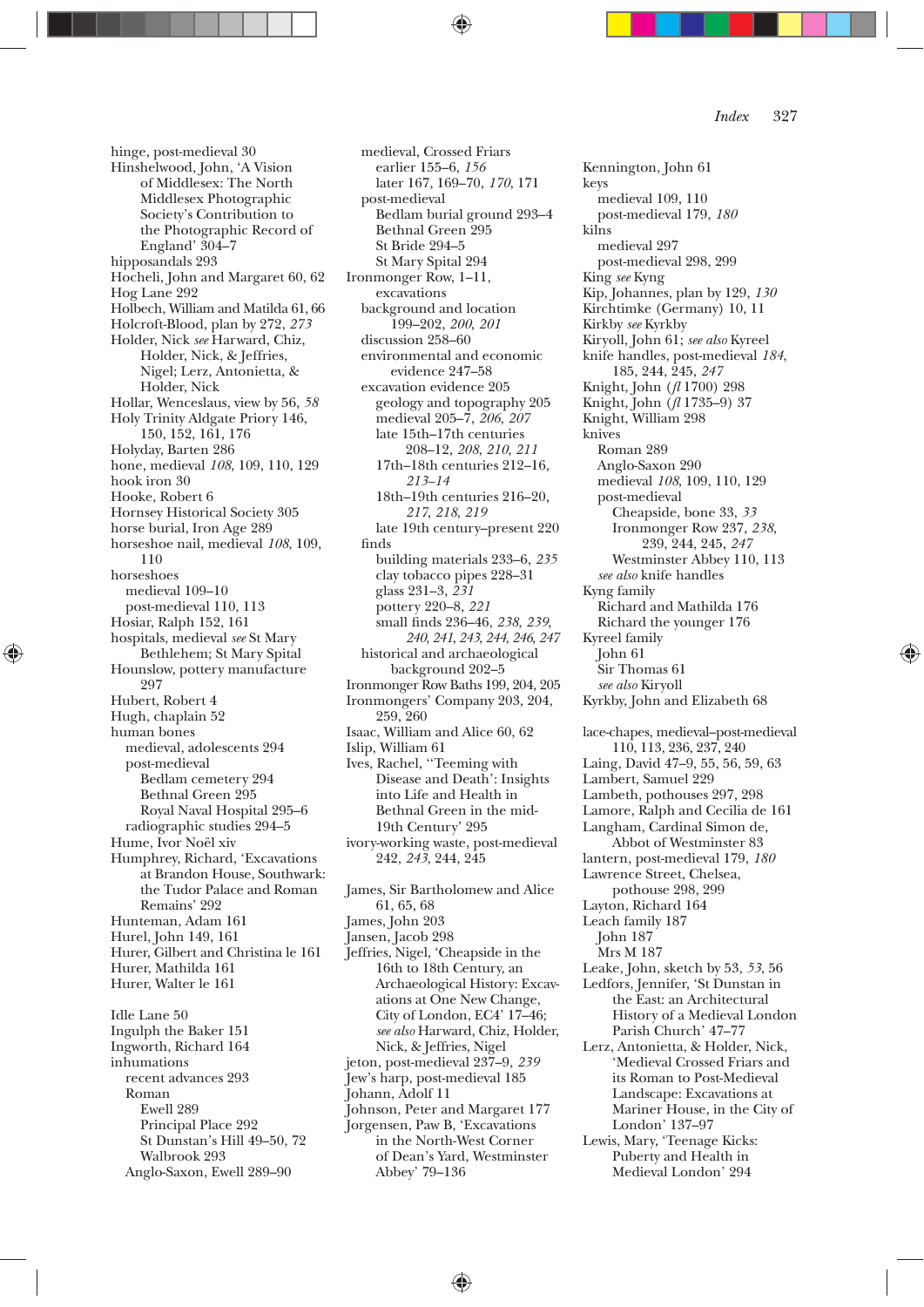hinge, post-medieval 30
Hinshelwood, John, 'A Vision of Middlesex: The North Middlesex Photographic Society's Contribution to the Photographic Record of England' 304–7
hipposandals 293
Hocheli, John and Margaret 60, 62
Hog Lane 292
Holbech, William and Matilda 61, 66
Holcroft-Blood, plan by 272, *273*
Holder, Nick *see* Harward, Chiz, Holder, Nick, & Jeffries, Nigel; Lerz, Antonietta, & Holder, Nick
Hollar, Wenceslaus, view by 56, *58*
Holy Trinity Aldgate Priory 146, 150, 152, 161, 176
Holyday, Barten 286
hone, medieval *108*, 109, 110, 129
hook iron 30
Hooke, Robert 6
Hornsey Historical Society 305
horse burial, Iron Age 289
horseshoe nail, medieval *108*, 109, 110
horseshoes
  medieval 109–10
  post-medieval 110, 113
Hosiar, Ralph 152, 161
hospitals, medieval *see* St Mary Bethlehem; St Mary Spital
Hounslow, pottery manufacture 297
Hubert, Robert 4
Hugh, chaplain 52
human bones
  medieval, adolescents 294
  post-medieval
    Bedlam cemetery 294
    Bethnal Green 295
    Royal Naval Hospital 295–6
  radiographic studies 294–5
Hume, Ivor Noël xiv
Humphrey, Richard, 'Excavations at Brandon House, Southwark: the Tudor Palace and Roman Remains' 292
Hunteman, Adam 161
Hurel, John 149, 161
Hurer, Gilbert and Christina le 161
Hurer, Mathilda 161
Hurer, Walter le 161

Idle Lane 50
Ingulph the Baker 151
Ingworth, Richard 164
inhumations
  recent advances 293
  Roman
    Ewell 289
    Principal Place 292
    St Dunstan's Hill 49–50, 72
    Walbrook 293
  Anglo-Saxon, Ewell 289–90
  medieval, Crossed Friars
    earlier 155–6, *156*
    later 167, 169–70, *170*, 171
  post-medieval
    Bedlam burial ground 293–4
    Bethnal Green 295
    St Bride 294–5
    St Mary Spital 294
Ironmonger Row, 1–11, excavations
  background and location 199–202, *200*, *201*
  discussion 258–60
  environmental and economic evidence 247–58
  excavation evidence 205
    geology and topography 205
    medieval 205–7, *206*, *207*
    late 15th–17th centuries 208–12, *208*, *210*, *211*
    17th–18th centuries 212–16, *213–14*
    18th–19th centuries 216–20, *217*, *218*, *219*
    late 19th century–present 220
  finds
    building materials 233–6, *235*
    clay tobacco pipes 228–31
    glass 231–3, *231*
    pottery 220–8, *221*
    small finds 236–46, *238*, *239*, *240*, *241*, *243*, *244*, *246*, *247*
  historical and archaeological background 202–5
Ironmonger Row Baths 199, 204, 205
Ironmongers' Company 203, 204, 259, 260
Isaac, William and Alice 60, 62
Islip, William 61
Ives, Rachel, ''Teeming with Disease and Death': Insights into Life and Health in Bethnal Green in the mid-19th Century' 295
ivory-working waste, post-medieval 242, *243*, 244, 245

James, Sir Bartholomew and Alice 61, 65, 68
James, John 203
Jansen, Jacob 298
Jeffries, Nigel, 'Cheapside in the 16th to 18th Century, an Archaeological History: Excavations at One New Change, City of London, EC4' 17–46; *see also* Harward, Chiz, Holder, Nick, & Jeffries, Nigel
jeton, post-medieval 237–9, *239*
Jew's harp, post-medieval 185
Johann, Adolf 11
Johnson, Peter and Margaret 177
Jorgensen, Paw B, 'Excavations in the North-West Corner of Dean's Yard, Westminster Abbey' 79–136

Kennington, John 61
keys
  medieval 109, 110
  post-medieval 179, *180*
kilns
  medieval 297
  post-medieval 298, 299
King *see* Kyng
Kip, Johannes, plan by 129, *130*
Kirchtimke (Germany) 10, 11
Kirkby *see* Kyrkby
Kiryoll, John 61; *see also* Kyreel
knife handles, post-medieval *184*, 185, 244, 245, *247*
Knight, John (*fl* 1700) 298
Knight, John (*fl* 1735–9) 37
Knight, William 298
knives
  Roman 289
  Anglo-Saxon 290
  medieval *108*, 109, 110, 129
  post-medieval
    Cheapside, bone 33, *33*
    Ironmonger Row 237, *238*, 239, 244, 245, *247*
    Westminster Abbey 110, 113
  *see also* knife handles
Kyng family
  Richard and Mathilda 176
  Richard the younger 176
Kyreel family
  John 61
  Sir Thomas 61
  *see also* Kiryoll
Kyrkby, John and Elizabeth 68

lace-chapes, medieval–post-medieval 110, 113, 236, 237, 240
Laing, David 47–9, 55, 56, 59, 63
Lambert, Samuel 229
Lambeth, pothouses 297, 298
Lamore, Ralph and Cecilia de 161
Langham, Cardinal Simon de, Abbot of Westminster 83
lantern, post-medieval 179, *180*
Lawrence Street, Chelsea, pothouse 298, 299
Layton, Richard 164
Leach family 187
  John 187
  Mrs M 187
Leake, John, sketch by 53, *53*, 56
Ledfors, Jennifer, 'St Dunstan in the East: an Architectural History of a Medieval London Parish Church' 47–77
Lerz, Antonietta, & Holder, Nick, 'Medieval Crossed Friars and its Roman to Post-Medieval Landscape: Excavations at Mariner House, in the City of London' 137–97
Lewis, Mary, 'Teenage Kicks: Puberty and Health in Medieval London' 294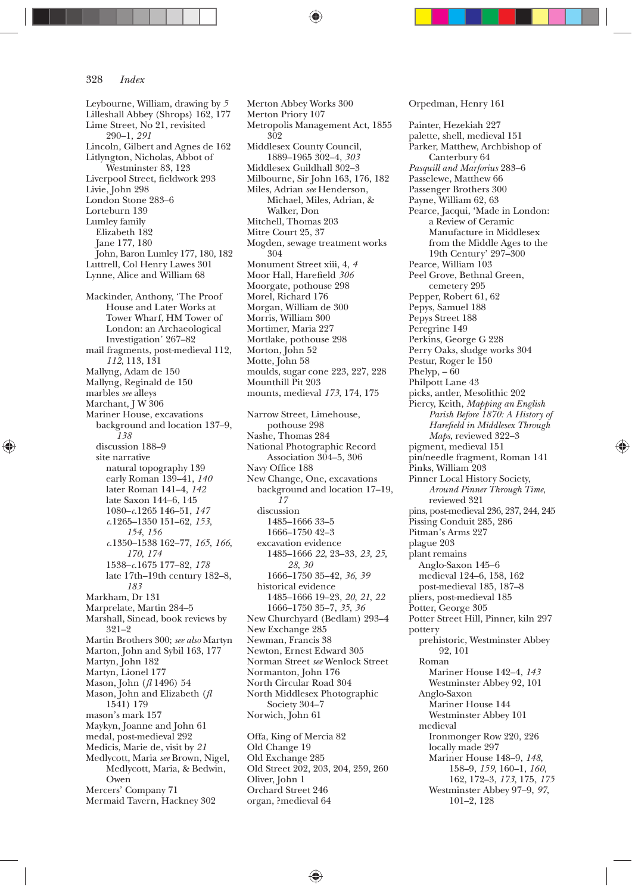Leybourne, William, drawing by *5*
Lilleshall Abbey (Shrops) 162, 177
Lime Street, No 21, revisited
 290–1, *291*
Lincoln, Gilbert and Agnes de 162
Litlyngton, Nicholas, Abbot of
 Westminster 83, 123
Liverpool Street, fieldwork 293
Livie, John 298
London Stone 283–6
Lorteburn 139
Lumley family
 Elizabeth 182
 Jane 177, 180
 John, Baron Lumley 177, 180, 182
Luttrell, Col Henry Lawes 301
Lynne, Alice and William 68

Mackinder, Anthony, 'The Proof
 House and Later Works at
 Tower Wharf, HM Tower of
 London: an Archaeological
 Investigation' 267–82
mail fragments, post-medieval 112,
 *112*, 113, 131
Mallyng, Adam de 150
Mallyng, Reginald de 150
marbles *see* alleys
Marchant, J W 306
Mariner House, excavations
 background and location 137–9,
 *138*
 discussion 188–9
 site narrative
  natural topography 139
  early Roman 139–41, *140*
  later Roman 141–4, *142*
  late Saxon 144–6, 145
  1080–*c*.1265 146–51, *147*
  *c*.1265–1350 151–62, *153*,
   *154*, *156*
  *c*.1350–1538 162–77, *165*, *166*,
   *170*, *174*
  1538–*c*.1675 177–82, *178*
  late 17th–19th century 182–8,
   *183*
Markham, Dr 131
Marprelate, Martin 284–5
Marshall, Sinead, book reviews by
 321–2
Martin Brothers 300; *see also* Martyn
Marton, John and Sybil 163, 177
Martyn, John 182
Martyn, Lionel 177
Mason, John (*fl* 1496) 54
Mason, John and Elizabeth (*fl*
 1541) 179
mason's mark 157
Maykyn, Joanne and John 61
medal, post-medieval 292
Medicis, Marie de, visit by *21*
Medlycott, Maria *see* Brown, Nigel,
 Medlycott, Maria, & Bedwin,
 Owen
Mercers' Company 71
Mermaid Tavern, Hackney 302

Merton Abbey Works 300
Merton Priory 107
Metropolis Management Act, 1855
 302
Middlesex County Council,
 1889–1965 302–4, *303*
Middlesex Guildhall 302–3
Milbourne, Sir John 163, 176, 182
Miles, Adrian *see* Henderson,
 Michael, Miles, Adrian, &
 Walker, Don
Mitchell, Thomas 203
Mitre Court 25, 37
Mogden, sewage treatment works
 304
Monument Street xiii, 4, *4*
Moor Hall, Harefield *306*
Moorgate, pothouse 298
Morel, Richard 176
Morgan, William de 300
Morris, William 300
Mortimer, Maria 227
Mortlake, pothouse 298
Morton, John 52
Motte, John 58
moulds, sugar cone 223, 227, 228
Mounthill Pit 203
mounts, medieval *173*, 174, 175

Narrow Street, Limehouse,
 pothouse 298
Nashe, Thomas 284
National Photographic Record
 Association 304–5, 306
Navy Office 188
New Change, One, excavations
 background and location 17–19,
 *17*
 discussion
  1485–1666 33–5
  1666–1750 42–3
 excavation evidence
  1485–1666 *22*, 23–33, *23*, *25*,
   *28*, *30*
  1666–1750 35–42, *36*, *39*
 historical evidence
  1485–1666 19–23, *20*, *21*, *22*
  1666–1750 35–7, *35*, *36*
New Churchyard (Bedlam) 293–4
New Exchange 285
Newman, Francis 38
Newton, Ernest Edward 305
Norman Street *see* Wenlock Street
Normanton, John 176
North Circular Road 304
North Middlesex Photographic
 Society 304–7
Norwich, John 61

Offa, King of Mercia 82
Old Change 19
Old Exchange 285
Old Street 202, 203, 204, 259, 260
Oliver, John 1
Orchard Street 246
organ, ?medieval 64

Orpedman, Henry 161

Painter, Hezekiah 227
palette, shell, medieval 151
Parker, Matthew, Archbishop of
 Canterbury 64
*Pasquill and Marforius* 283–6
Passelewe, Matthew 66
Passenger Brothers 300
Payne, William 62, 63
Pearce, Jacqui, 'Made in London:
 a Review of Ceramic
 Manufacture in Middlesex
 from the Middle Ages to the
 19th Century' 297–300
Pearce, William 103
Peel Grove, Bethnal Green,
 cemetery 295
Pepper, Robert 61, 62
Pepys, Samuel 188
Pepys Street 188
Peregrine 149
Perkins, George G 228
Perry Oaks, sludge works 304
Pestur, Roger le 150
Phelyp, – 60
Philpott Lane 43
picks, antler, Mesolithic 202
Piercy, Keith, *Mapping an English
 Parish Before 1870: A History of
 Harefield in Middlesex Through
 Maps*, reviewed 322–3
pigment, medieval 151
pin/needle fragment, Roman 141
Pinks, William 203
Pinner Local History Society,
 *Around Pinner Through Time*,
 reviewed 321
pins, post-medieval 236, 237, 244, 245
Pissing Conduit 285, 286
Pitman's Arms 227
plague 203
plant remains
 Anglo-Saxon 145–6
 medieval 124–6, 158, 162
 post-medieval 185, 187–8
pliers, post-medieval 185
Potter, George 305
Potter Street Hill, Pinner, kiln 297
pottery
 prehistoric, Westminster Abbey
  92, 101
 Roman
  Mariner House 142–4, *143*
  Westminster Abbey 92, 101
 Anglo-Saxon
  Mariner House 144
  Westminster Abbey 101
 medieval
  Ironmonger Row 220, 226
  locally made 297
  Mariner House 148–9, *148*,
   158–9, *159*, 160–1, *160*,
   162, 172–3, *173*, 175, *175*
  Westminster Abbey 97–9, *97*,
   101–2, 128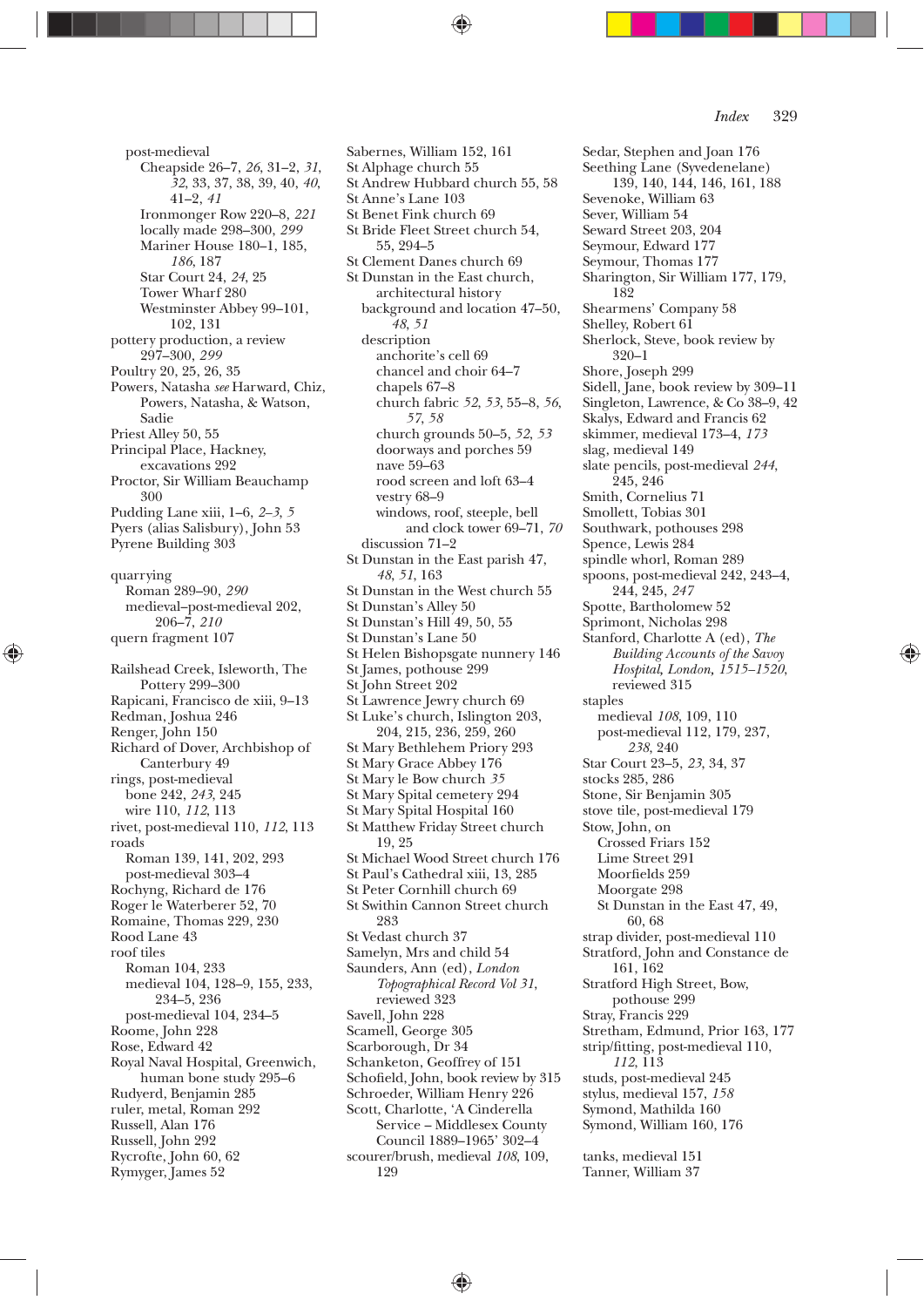post-medieval
  Cheapside 26–7, *26*, 31–2, *31*, *32*, 33, 37, 38, 39, 40, *40*, 41–2, *41*
  Ironmonger Row 220–8, *221*
  locally made 298–300, *299*
  Mariner House 180–1, 185, *186*, 187
  Star Court 24, *24*, 25
  Tower Wharf 280
  Westminster Abbey 99–101, 102, 131

pottery production, a review 297–300, *299*
Poultry 20, 25, 26, 35
Powers, Natasha *see* Harward, Chiz, Powers, Natasha, & Watson, Sadie
Priest Alley 50, 55
Principal Place, Hackney, excavations 292
Proctor, Sir William Beauchamp 300
Pudding Lane xiii, 1–6, *2–3*, *5*
Pyers (alias Salisbury), John 53
Pyrene Building 303

quarrying
  Roman 289–90, *290*
  medieval–post-medieval 202, 206–7, *210*
quern fragment 107

Railshead Creek, Isleworth, The Pottery 299–300
Rapicani, Francisco de xiii, 9–13
Redman, Joshua 246
Renger, John 150
Richard of Dover, Archbishop of Canterbury 49
rings, post-medieval
  bone 242, *243*, 245
  wire 110, *112*, 113
rivet, post-medieval 110, *112*, 113
roads
  Roman 139, 141, 202, 293
  post-medieval 303–4
Rochyng, Richard de 176
Roger le Waterberer 52, 70
Romaine, Thomas 229, 230
Rood Lane 43
roof tiles
  Roman 104, 233
  medieval 104, 128–9, 155, 233, 234–5, 236
  post-medieval 104, 234–5
Roome, John 228
Rose, Edward 42
Royal Naval Hospital, Greenwich, human bone study 295–6
Rudyerd, Benjamin 285
ruler, metal, Roman 292
Russell, Alan 176
Russell, John 292
Rycrofte, John 60, 62
Rymyger, James 52

Sabernes, William 152, 161
St Alphage church 55
St Andrew Hubbard church 55, 58
St Anne's Lane 103
St Benet Fink church 69
St Bride Fleet Street church 54, 55, 294–5
St Clement Danes church 69
St Dunstan in the East church,
  architectural history
    background and location 47–50, *48*, *51*
  description
    anchorite's cell 69
    chancel and choir 64–7
    chapels 67–8
    church fabric *52*, *53*, 55–8, *56*, *57*, *58*
    church grounds 50–5, *52*, *53*
    doorways and porches 59
    nave 59–63
    rood screen and loft 63–4
    vestry 68–9
    windows, roof, steeple, bell and clock tower 69–71, *70*
  discussion 71–2
St Dunstan in the East parish 47, *48*, *51*, 163
St Dunstan in the West church 55
St Dunstan's Alley 50
St Dunstan's Hill 49, 50, 55
St Dunstan's Lane 50
St Helen Bishopsgate nunnery 146
St James, pothouse 299
St John Street 202
St Lawrence Jewry church 69
St Luke's church, Islington 203, 204, 215, 236, 259, 260
St Mary Bethlehem Priory 293
St Mary Grace Abbey 176
St Mary le Bow church *35*
St Mary Spital cemetery 294
St Mary Spital Hospital 160
St Matthew Friday Street church 19, 25
St Michael Wood Street church 176
St Paul's Cathedral xiii, 13, 285
St Peter Cornhill church 69
St Swithin Cannon Street church 283
St Vedast church 37
Samelyn, Mrs and child 54
Saunders, Ann (ed), *London Topographical Record Vol 31*, reviewed 323
Savell, John 228
Scamell, George 305
Scarborough, Dr 34
Schanketon, Geoffrey of 151
Schofield, John, book review by 315
Schroeder, William Henry 226
Scott, Charlotte, 'A Cinderella Service – Middlesex County Council 1889–1965' 302–4
scourer/brush, medieval *108*, 109, 129

Sedar, Stephen and Joan 176
Seething Lane (Syvedenelane) 139, 140, 144, 146, 161, 188
Sevenoke, William 63
Sever, William 54
Seward Street 203, 204
Seymour, Edward 177
Seymour, Thomas 177
Sharington, Sir William 177, 179, 182
Shearmens' Company 58
Shelley, Robert 61
Sherlock, Steve, book review by 320–1
Shore, Joseph 299
Sidell, Jane, book review by 309–11
Singleton, Lawrence, & Co 38–9, 42
Skalys, Edward and Francis 62
skimmer, medieval 173–4, *173*
slag, medieval 149
slate pencils, post-medieval *244*, 245, 246
Smith, Cornelius 71
Smollett, Tobias 301
Southwark, pothouses 298
Spence, Lewis 284
spindle whorl, Roman 289
spoons, post-medieval 242, 243–4, 244, 245, *247*
Spotte, Bartholomew 52
Sprimont, Nicholas 298
Stanford, Charlotte A (ed), *The Building Accounts of the Savoy Hospital, London, 1515–1520*, reviewed 315
staples
  medieval *108*, 109, 110
  post-medieval 112, 179, 237, *238*, 240
Star Court 23–5, *23*, 34, 37
stocks 285, 286
Stone, Sir Benjamin 305
stove tile, post-medieval 179
Stow, John, on
  Crossed Friars 152
  Lime Street 291
  Moorfields 259
  Moorgate 298
  St Dunstan in the East 47, 49, 60, 68
strap divider, post-medieval 110
Stratford, John and Constance de 161, 162
Stratford High Street, Bow, pothouse 299
Stray, Francis 229
Stretham, Edmund, Prior 163, 177
strip/fitting, post-medieval 110, *112*, 113
studs, post-medieval 245
stylus, medieval 157, *158*
Symond, Mathilda 160
Symond, William 160, 176

tanks, medieval 151
Tanner, William 37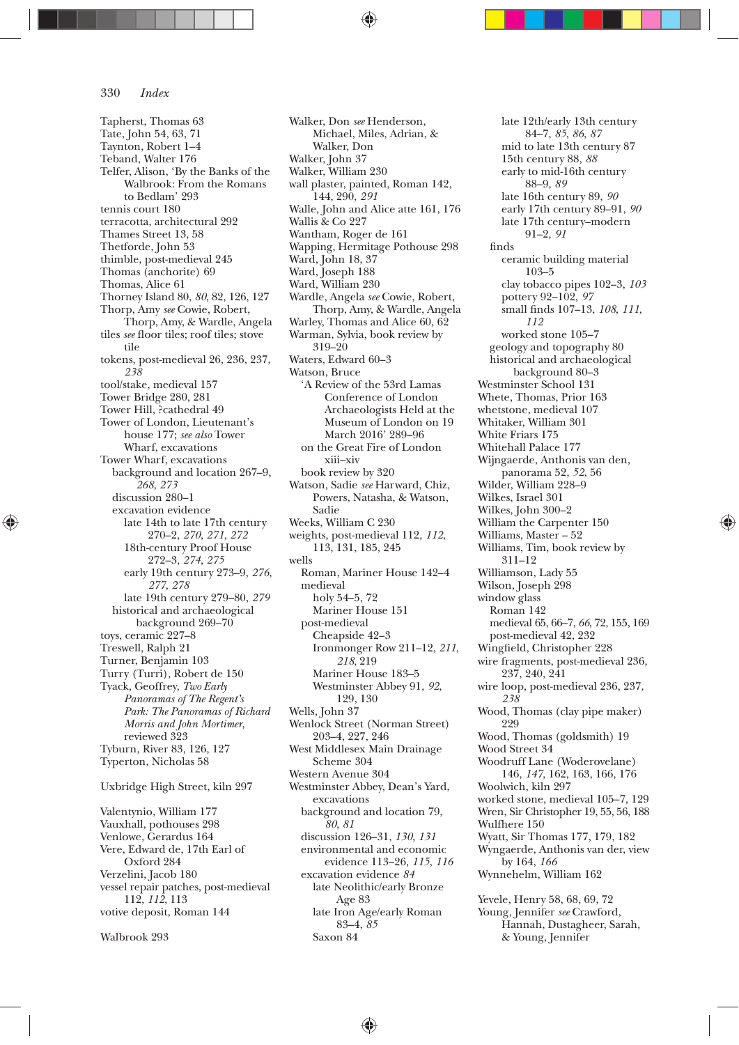Tapherst, Thomas 63
Tate, John 54, 63, 71
Taynton, Robert 1–4
Teband, Walter 176
Telfer, Alison, 'By the Banks of the Walbrook: From the Romans to Bedlam' 293
tennis court 180
terracotta, architectural 292
Thames Street 13, 58
Thetforde, John 53
thimble, post-medieval 245
Thomas (anchorite) 69
Thomas, Alice 61
Thorney Island 80, *80*, 82, 126, 127
Thorp, Amy *see* Cowie, Robert, Thorp, Amy, & Wardle, Angela
tiles *see* floor tiles; roof tiles; stove tile
tokens, post-medieval 26, 236, 237, *238*
tool/stake, medieval 157
Tower Bridge 280, 281
Tower Hill, ?cathedral 49
Tower of London, Lieutenant's house 177; *see also* Tower Wharf, excavations
Tower Wharf, excavations
  background and location 267–9, *268*, *273*
  discussion 280–1
  excavation evidence
    late 14th to late 17th century 270–2, *270*, *271*, *272*
    18th-century Proof House 272–3, *274*, *275*
    early 19th century 273–9, *276*, *277*, *278*
    late 19th century 279–80, *279*
  historical and archaeological background 269–70
toys, ceramic 227–8
Treswell, Ralph 21
Turner, Benjamin 103
Turry (Turri), Robert de 150
Tyack, Geoffrey, *Two Early Panoramas of The Regent's Park: The Panoramas of Richard Morris and John Mortimer*, reviewed 323
Tyburn, River 83, 126, 127
Typerton, Nicholas 58

Uxbridge High Street, kiln 297

Valentynio, William 177
Vauxhall, pothouses 298
Venlowe, Gerardus 164
Vere, Edward de, 17th Earl of Oxford 284
Verzelini, Jacob 180
vessel repair patches, post-medieval 112, *112*, 113
votive deposit, Roman 144

Walbrook 293
Walker, Don *see* Henderson, Michael, Miles, Adrian, & Walker, Don
Walker, John 37
Walker, William 230
wall plaster, painted, Roman 142, 144, 290, *291*
Walle, John and Alice atte 161, 176
Wallis & Co 227
Wantham, Roger de 161
Wapping, Hermitage Pothouse 298
Ward, John 18, 37
Ward, Joseph 188
Ward, William 230
Wardle, Angela *see* Cowie, Robert, Thorp, Amy, & Wardle, Angela
Warley, Thomas and Alice 60, 62
Warman, Sylvia, book review by 319–20
Waters, Edward 60–3
Watson, Bruce
  'A Review of the 53rd Lamas Conference of London Archaeologists Held at the Museum of London on 19 March 2016' 289–96
  on the Great Fire of London xiii–xiv
  book review by 320
Watson, Sadie *see* Harward, Chiz, Powers, Natasha, & Watson, Sadie
Weeks, William C 230
weights, post-medieval 112, *112*, 113, 131, 185, 245
wells
  Roman, Mariner House 142–4
  medieval
    holy 54–5, 72
    Mariner House 151
  post-medieval
    Cheapside 42–3
    Ironmonger Row 211–12, *211*, *218*, 219
    Mariner House 183–5
    Westminster Abbey 91, *92*, 129, 130
Wells, John 37
Wenlock Street (Norman Street) 203–4, 227, 246
West Middlesex Main Drainage Scheme 304
Western Avenue 304
Westminster Abbey, Dean's Yard, excavations
  background and location 79, *80*, *81*
  discussion 126–31, *130*, *131*
  environmental and economic evidence 113–26, *115*, *116*
  excavation evidence *84*
    late Neolithic/early Bronze Age 83
    late Iron Age/early Roman 83–4, *85*
    Saxon 84
    late 12th/early 13th century 84–7, *85*, *86*, *87*
    mid to late 13th century 87
    15th century 88, *88*
    early to mid-16th century 88–9, *89*
    late 16th century 89, *90*
    early 17th century 89–91, *90*
    late 17th century–modern 91–2, *91*
  finds
    ceramic building material 103–5
    clay tobacco pipes 102–3, *103*
    pottery 92–102, *97*
    small finds 107–13, *108*, *111*, *112*
    worked stone 105–7
  geology and topography 80
  historical and archaeological background 80–3
Westminster School 131
Whete, Thomas, Prior 163
whetstone, medieval 107
Whitaker, William 301
White Friars 175
Whitehall Palace 177
Wijngaerde, Anthonis van den, panorama 52, *52*, 56
Wilder, William 228–9
Wilkes, Israel 301
Wilkes, John 300–2
William the Carpenter 150
Williams, Master – 52
Williams, Tim, book review by 311–12
Williamson, Lady 55
Wilson, Joseph 298
window glass
  Roman 142
  medieval 65, 66–7, *66*, 72, 155, 169
  post-medieval 42, 232
Wingfield, Christopher 228
wire fragments, post-medieval 236, 237, 240, 241
wire loop, post-medieval 236, 237, *238*
Wood, Thomas (clay pipe maker) 229
Wood, Thomas (goldsmith) 19
Wood Street 34
Woodruff Lane (Woderovelane) 146, *147*, 162, 163, 166, 176
Woolwich, kiln 297
worked stone, medieval 105–7, 129
Wren, Sir Christopher 19, 55, 56, 188
Wulfhere 150
Wyatt, Sir Thomas 177, 179, 182
Wyngaerde, Anthonis van der, view by 164, *166*
Wynnehelm, William 162

Yevele, Henry 58, 68, 69, 72
Young, Jennifer *see* Crawford, Hannah, Dustagheer, Sarah, & Young, Jennifer